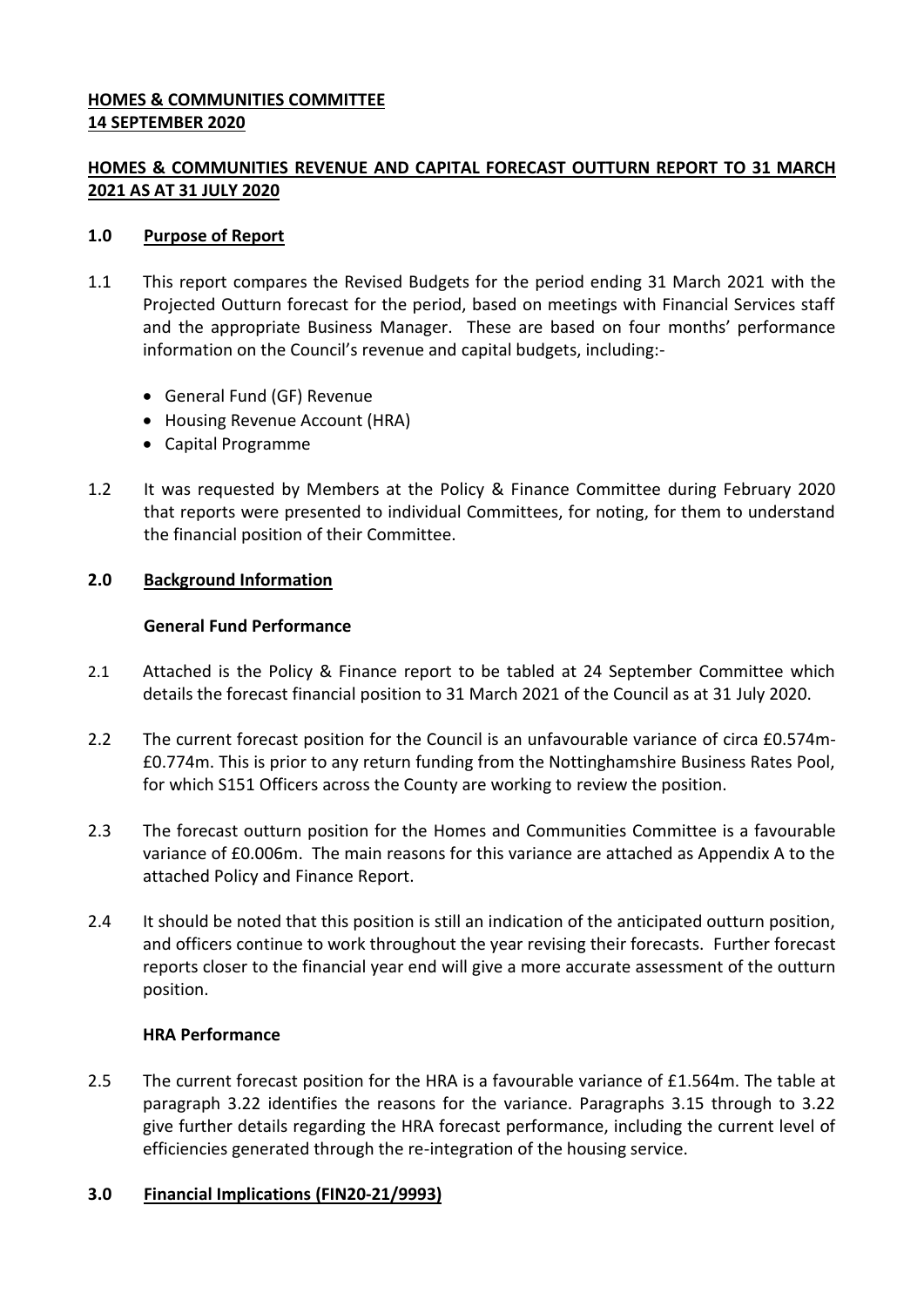**HOMES & COMMUNITIES COMMITTEE**
**14 SEPTEMBER 2020**

**HOMES & COMMUNITIES REVENUE AND CAPITAL FORECAST OUTTURN REPORT TO 31 MARCH 2021 AS AT 31 JULY 2020**

**1.0 Purpose of Report**

1.1 This report compares the Revised Budgets for the period ending 31 March 2021 with the Projected Outturn forecast for the period, based on meetings with Financial Services staff and the appropriate Business Manager. These are based on four months' performance information on the Council's revenue and capital budgets, including:-

- General Fund (GF) Revenue
- Housing Revenue Account (HRA)
- Capital Programme

1.2 It was requested by Members at the Policy & Finance Committee during February 2020 that reports were presented to individual Committees, for noting, for them to understand the financial position of their Committee.

**2.0 Background Information**

**General Fund Performance**

2.1 Attached is the Policy & Finance report to be tabled at 24 September Committee which details the forecast financial position to 31 March 2021 of the Council as at 31 July 2020.

2.2 The current forecast position for the Council is an unfavourable variance of circa £0.574m-£0.774m. This is prior to any return funding from the Nottinghamshire Business Rates Pool, for which S151 Officers across the County are working to review the position.

2.3 The forecast outturn position for the Homes and Communities Committee is a favourable variance of £0.006m. The main reasons for this variance are attached as Appendix A to the attached Policy and Finance Report.

2.4 It should be noted that this position is still an indication of the anticipated outturn position, and officers continue to work throughout the year revising their forecasts. Further forecast reports closer to the financial year end will give a more accurate assessment of the outturn position.

**HRA Performance**

2.5 The current forecast position for the HRA is a favourable variance of £1.564m. The table at paragraph 3.22 identifies the reasons for the variance. Paragraphs 3.15 through to 3.22 give further details regarding the HRA forecast performance, including the current level of efficiencies generated through the re-integration of the housing service.

**3.0 Financial Implications (FIN20-21/9993)**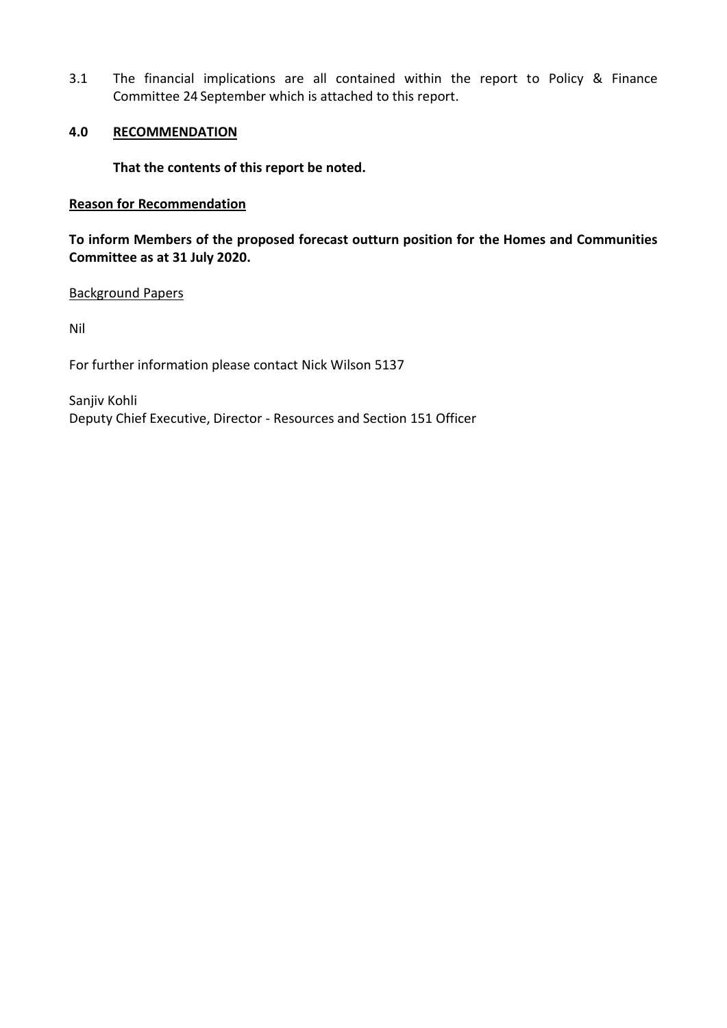3.1 The financial implications are all contained within the report to Policy & Finance Committee 24 September which is attached to this report.

## 4.0 RECOMMENDATION

**That the contents of this report be noted.**

**Reason for Recommendation**

**To inform Members of the proposed forecast outturn position for the Homes and Communities Committee as at 31 July 2020.**

Background Papers

Nil

For further information please contact Nick Wilson 5137

Sanjiv Kohli
Deputy Chief Executive, Director - Resources and Section 151 Officer